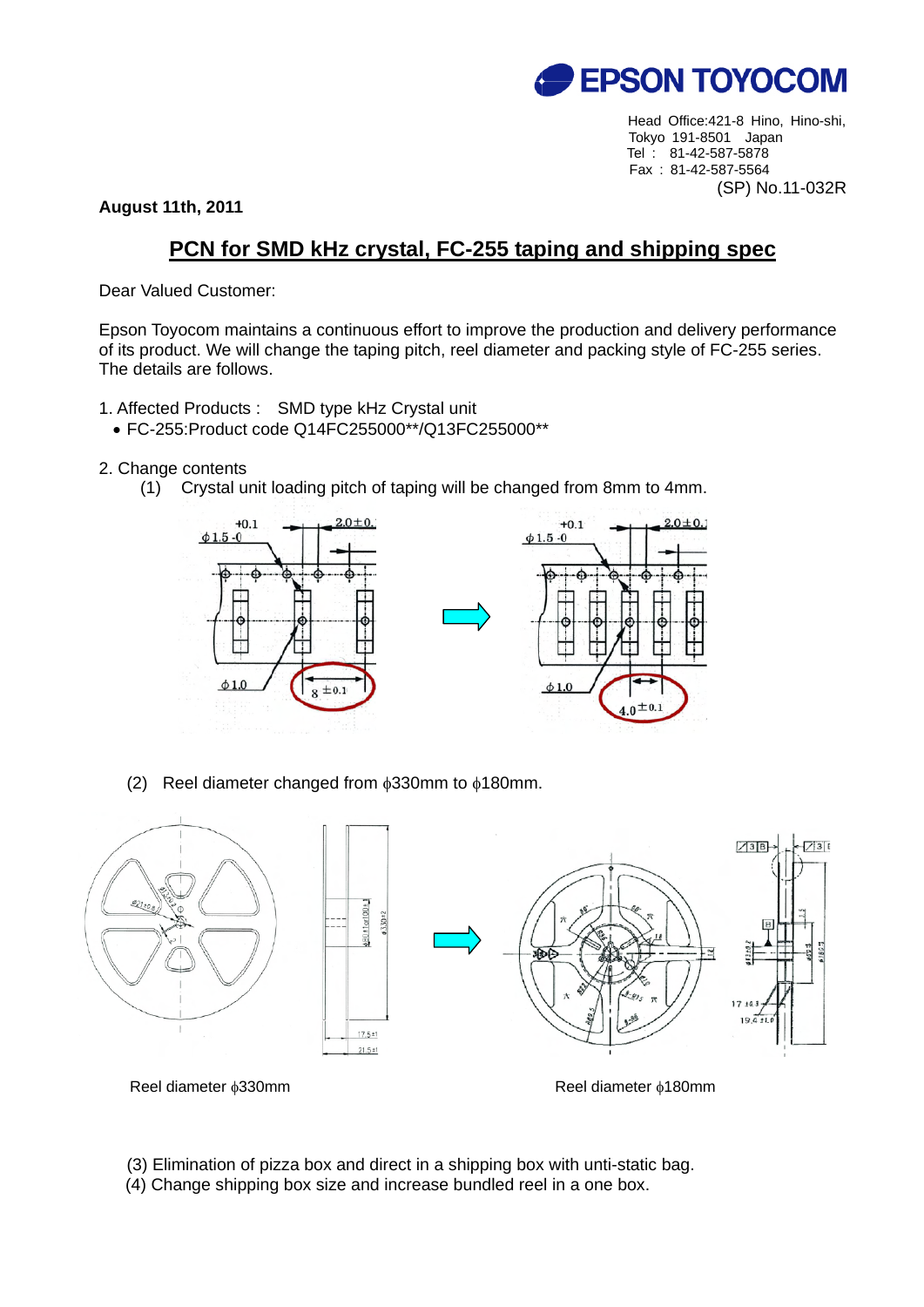**EPSON TOYOCOM**

Head Office:421-8 Hino, Hino-shi,
Tokyo 191-8501 Japan
Tel : 81-42-587-5878
Fax : 81-42-587-5564

(SP) No.11-032R

**August 11th, 2011**

# PCN for SMD kHz crystal, FC-255 taping and shipping spec

Dear Valued Customer:

Epson Toyocom maintains a continuous effort to improve the production and delivery performance of its product. We will change the taping pitch, reel diameter and packing style of FC-255 series. The details are follows.

1. Affected Products : SMD type kHz Crystal unit
   - FC-255:Product code Q14FC255000**/Q13FC255000**

2. Change contents
   (1) Crystal unit loading pitch of taping will be changed from 8mm to 4mm.

   (2) Reel diameter changed from ϕ330mm to ϕ180mm.

Reel diameter ϕ330mm

Reel diameter ϕ180mm

(3) Elimination of pizza box and direct in a shipping box with unti-static bag.
(4) Change shipping box size and increase bundled reel in a one box.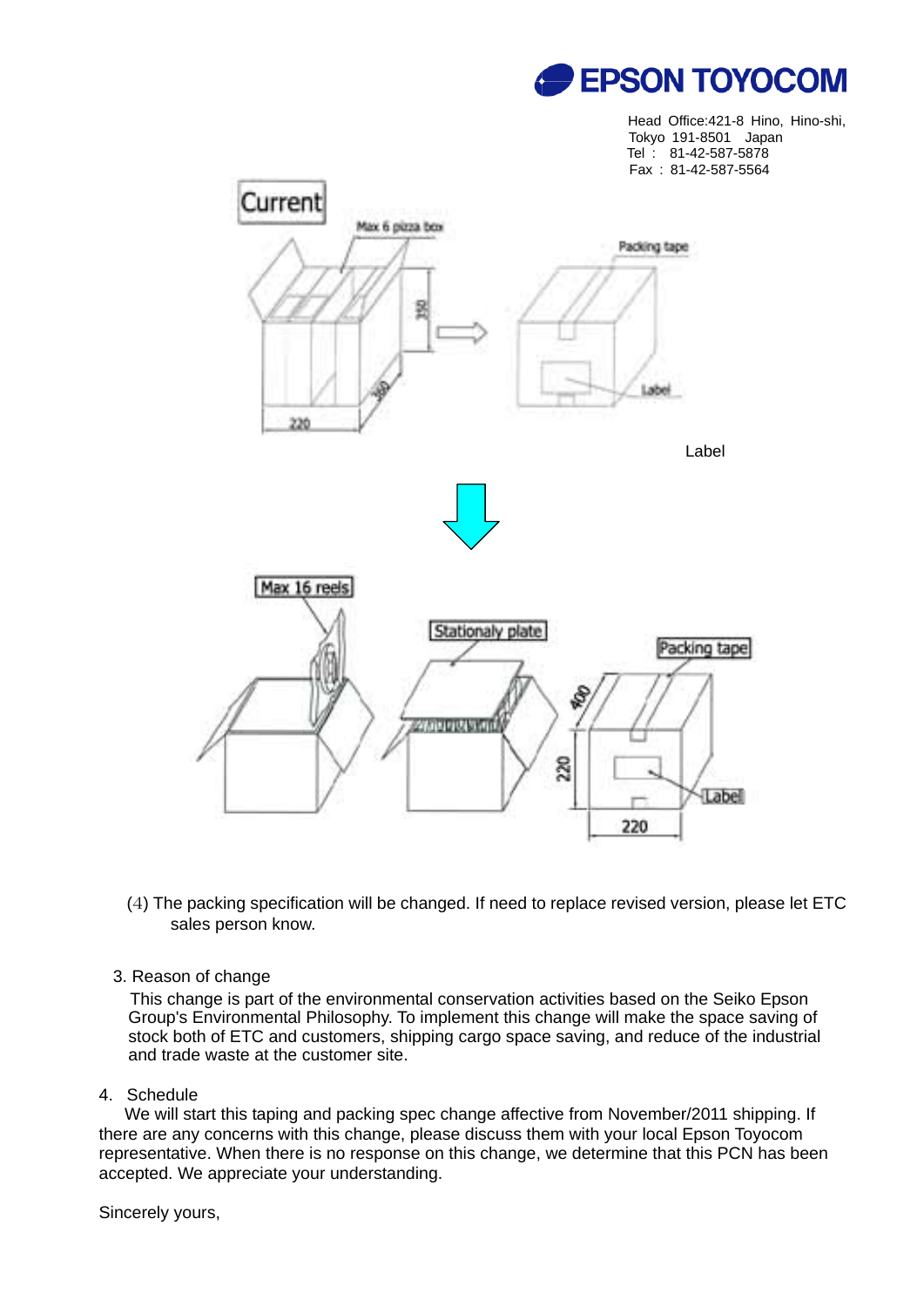**EPSON TOYOCOM**

Head Office:421-8 Hino, Hino-shi,
Tokyo 191-8501 Japan
Tel : 81-42-587-5878
Fax : 81-42-587-5564

Current

Max 6 pizza box

350

300

220

Packing tape

Label

Label

Max 16 reels

Stationaly plate

Packing tape

400

220

220

Label

(4) The packing specification will be changed. If need to replace revised version, please let ETC sales person know.

3. Reason of change

This change is part of the environmental conservation activities based on the Seiko Epson Group's Environmental Philosophy. To implement this change will make the space saving of stock both of ETC and customers, shipping cargo space saving, and reduce of the industrial and trade waste at the customer site.

4. Schedule

We will start this taping and packing spec change affective from November/2011 shipping. If there are any concerns with this change, please discuss them with your local Epson Toyocom representative. When there is no response on this change, we determine that this PCN has been accepted. We appreciate your understanding.

Sincerely yours,